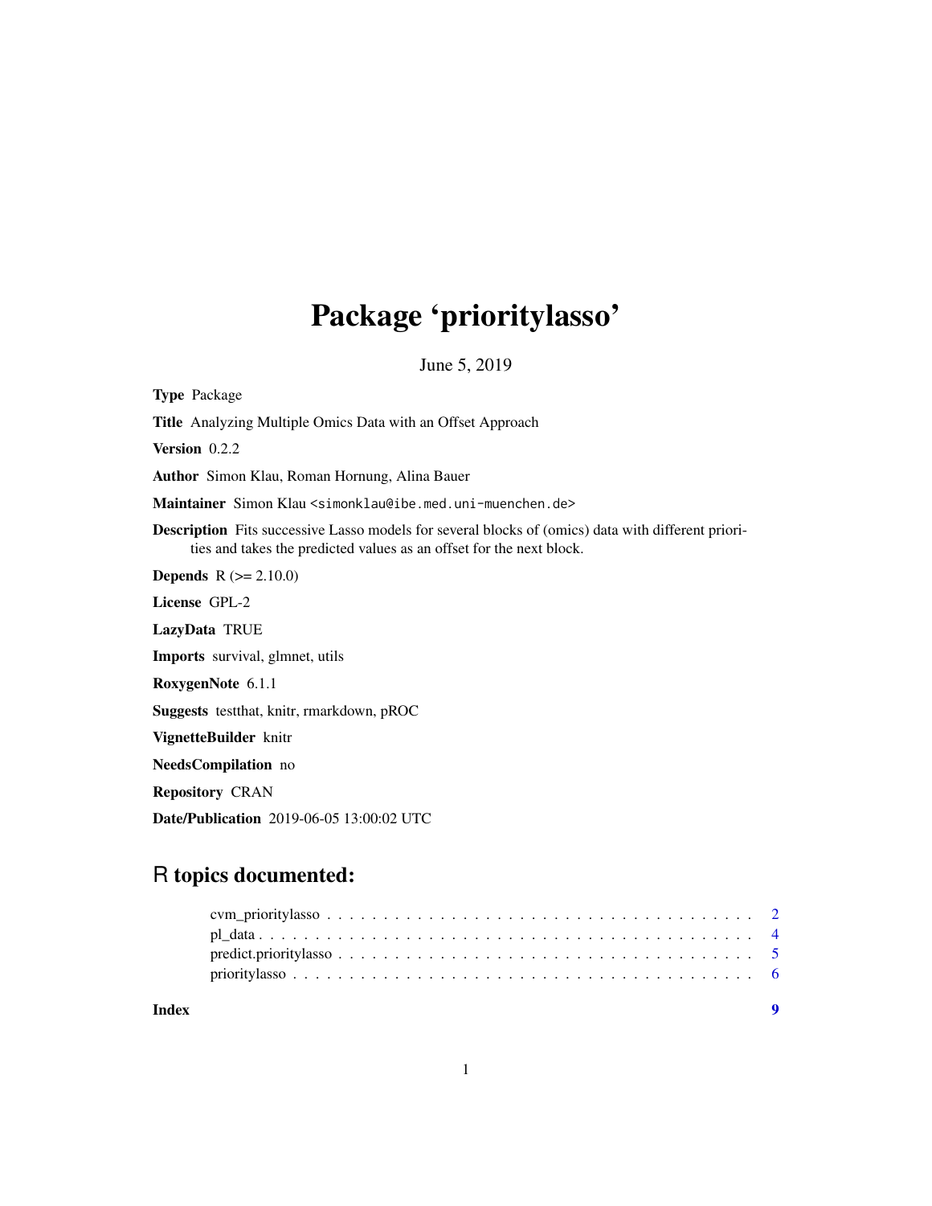# Package 'prioritylasso'

June 5, 2019

**Type** Package

**Title** Analyzing Multiple Omics Data with an Offset Approach

**Version** 0.2.2

**Author** Simon Klau, Roman Hornung, Alina Bauer

**Maintainer** Simon Klau <simonklau@ibe.med.uni-muenchen.de>

**Description** Fits successive Lasso models for several blocks of (omics) data with different priorities and takes the predicted values as an offset for the next block.

**Depends** R (>= 2.10.0)

**License** GPL-2

**LazyData** TRUE

**Imports** survival, glmnet, utils

**RoxygenNote** 6.1.1

**Suggests** testthat, knitr, rmarkdown, pROC

**VignetteBuilder** knitr

**NeedsCompilation** no

**Repository** CRAN

**Date/Publication** 2019-06-05 13:00:02 UTC

## R topics documented:

- cvm_prioritylasso . . . . . . . . . . . . . . . . . . . . . . . . . . . . . . . . . . . . 2
- pl_data . . . . . . . . . . . . . . . . . . . . . . . . . . . . . . . . . . . . . . . . . . 4
- predict.prioritylasso . . . . . . . . . . . . . . . . . . . . . . . . . . . . . . . . . . . 5
- prioritylasso . . . . . . . . . . . . . . . . . . . . . . . . . . . . . . . . . . . . . . . 6

**Index** **9**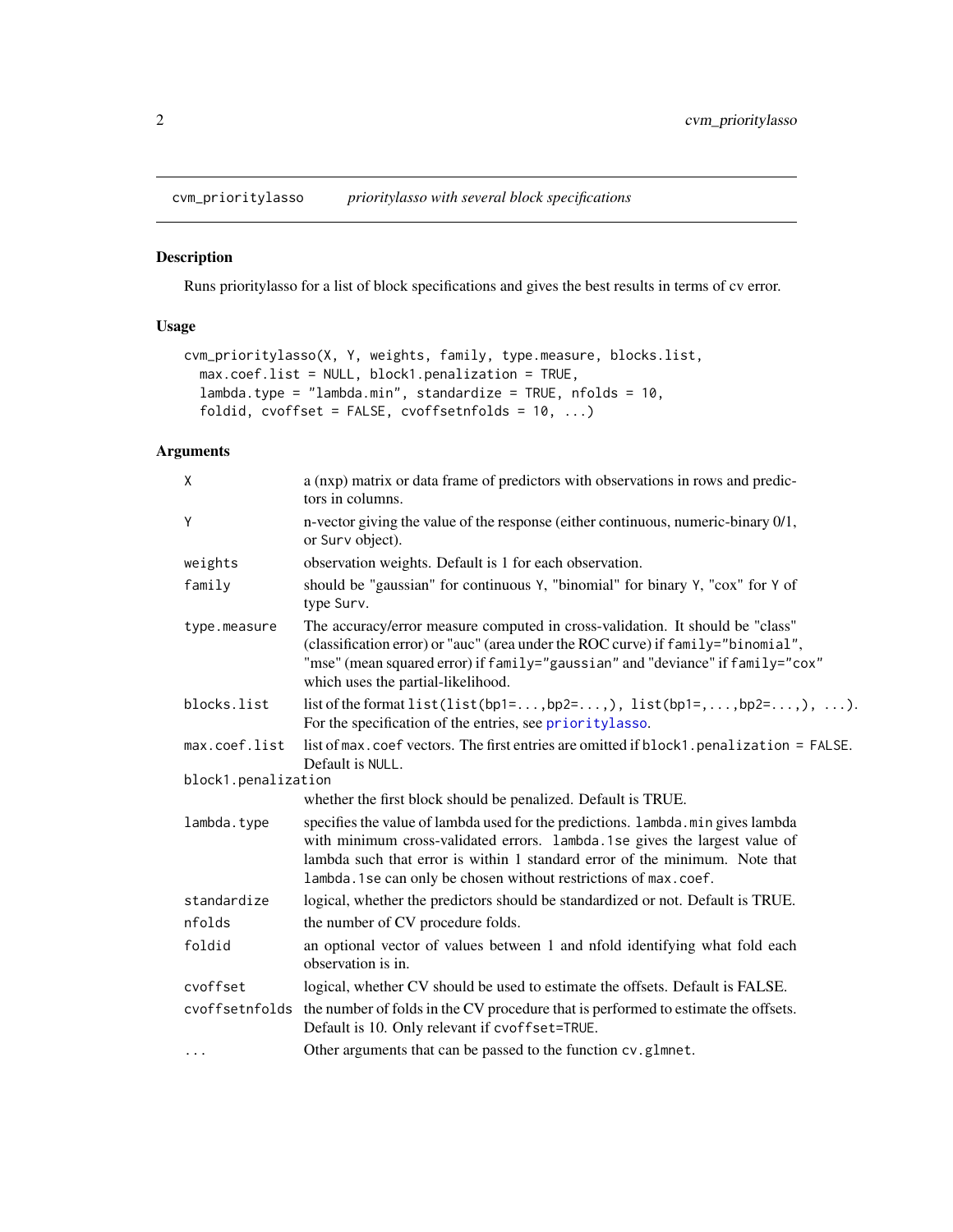## cvm_prioritylasso — *prioritylasso with several block specifications*

### Description

Runs prioritylasso for a list of block specifications and gives the best results in terms of cv error.

### Usage

```
cvm_prioritylasso(X, Y, weights, family, type.measure, blocks.list,
  max.coef.list = NULL, block1.penalization = TRUE,
  lambda.type = "lambda.min", standardize = TRUE, nfolds = 10,
  foldid, cvoffset = FALSE, cvoffsetnfolds = 10, ...)
```

### Arguments

| Argument | Description |
|---|---|
| `X` | a (nxp) matrix or data frame of predictors with observations in rows and predictors in columns. |
| `Y` | n-vector giving the value of the response (either continuous, numeric-binary 0/1, or `Surv` object). |
| `weights` | observation weights. Default is 1 for each observation. |
| `family` | should be "gaussian" for continuous `Y`, "binomial" for binary `Y`, "cox" for `Y` of type `Surv`. |
| `type.measure` | The accuracy/error measure computed in cross-validation. It should be "class" (classification error) or "auc" (area under the ROC curve) if `family="binomial"`, "mse" (mean squared error) if `family="gaussian"` and "deviance" if `family="cox"` which uses the partial-likelihood. |
| `blocks.list` | list of the format `list(list(bp1=...,bp2=...,), list(bp1=,...,bp2=...,), ...)`. For the specification of the entries, see `prioritylasso`. |
| `max.coef.list` | list of `max.coef` vectors. The first entries are omitted if `block1.penalization = FALSE`. Default is `NULL`. |
| `block1.penalization` | whether the first block should be penalized. Default is TRUE. |
| `lambda.type` | specifies the value of lambda used for the predictions. `lambda.min` gives lambda with minimum cross-validated errors. `lambda.1se` gives the largest value of lambda such that error is within 1 standard error of the minimum. Note that `lambda.1se` can only be chosen without restrictions of `max.coef`. |
| `standardize` | logical, whether the predictors should be standardized or not. Default is TRUE. |
| `nfolds` | the number of CV procedure folds. |
| `foldid` | an optional vector of values between 1 and nfold identifying what fold each observation is in. |
| `cvoffset` | logical, whether CV should be used to estimate the offsets. Default is FALSE. |
| `cvoffsetnfolds` | the number of folds in the CV procedure that is performed to estimate the offsets. Default is 10. Only relevant if `cvoffset=TRUE`. |
| `...` | Other arguments that can be passed to the function `cv.glmnet`. |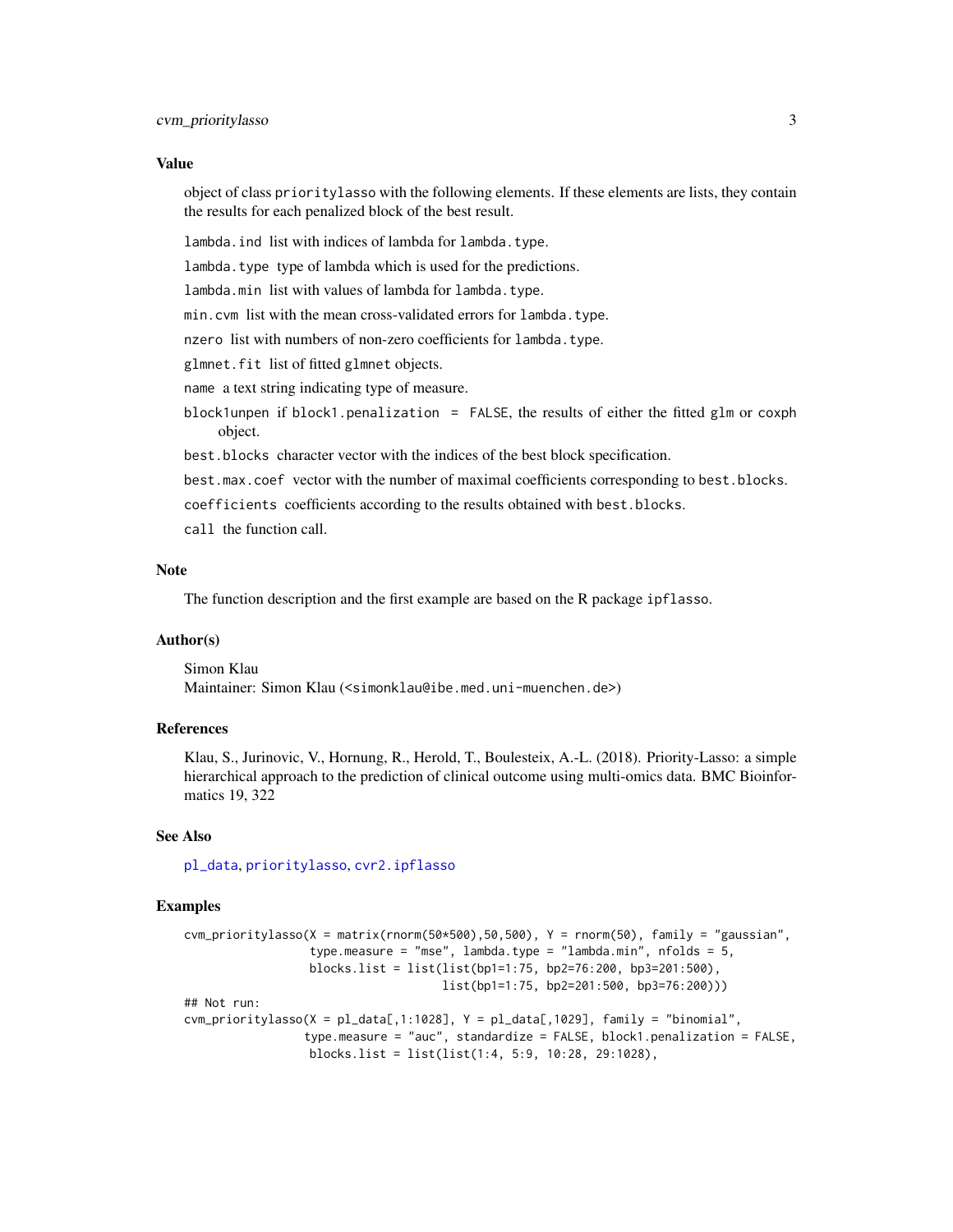## Value

object of class `prioritylasso` with the following elements. If these elements are lists, they contain the results for each penalized block of the best result.

- `lambda.ind` list with indices of lambda for `lambda.type`.
- `lambda.type` type of lambda which is used for the predictions.
- `lambda.min` list with values of lambda for `lambda.type`.
- `min.cvm` list with the mean cross-validated errors for `lambda.type`.
- `nzero` list with numbers of non-zero coefficients for `lambda.type`.
- `glmnet.fit` list of fitted `glmnet` objects.
- `name` a text string indicating type of measure.
- `block1unpen` if `block1.penalization = FALSE`, the results of either the fitted `glm` or `coxph` object.
- `best.blocks` character vector with the indices of the best block specification.
- `best.max.coef` vector with the number of maximal coefficients corresponding to `best.blocks`.
- `coefficients` coefficients according to the results obtained with `best.blocks`.
- `call` the function call.

## Note

The function description and the first example are based on the R package `ipflasso`.

## Author(s)

Simon Klau
Maintainer: Simon Klau (<simonklau@ibe.med.uni-muenchen.de>)

## References

Klau, S., Jurinovic, V., Hornung, R., Herold, T., Boulesteix, A.-L. (2018). Priority-Lasso: a simple hierarchical approach to the prediction of clinical outcome using multi-omics data. BMC Bioinformatics 19, 322

## See Also

`pl_data`, `prioritylasso`, `cvr2.ipflasso`

## Examples

```
cvm_prioritylasso(X = matrix(rnorm(50*500),50,500), Y = rnorm(50), family = "gaussian",
                  type.measure = "mse", lambda.type = "lambda.min", nfolds = 5,
                  blocks.list = list(list(bp1=1:75, bp2=76:200, bp3=201:500),
                                     list(bp1=1:75, bp2=201:500, bp3=76:200)))
## Not run:
cvm_prioritylasso(X = pl_data[,1:1028], Y = pl_data[,1029], family = "binomial",
                 type.measure = "auc", standardize = FALSE, block1.penalization = FALSE,
                  blocks.list = list(list(1:4, 5:9, 10:28, 29:1028),
```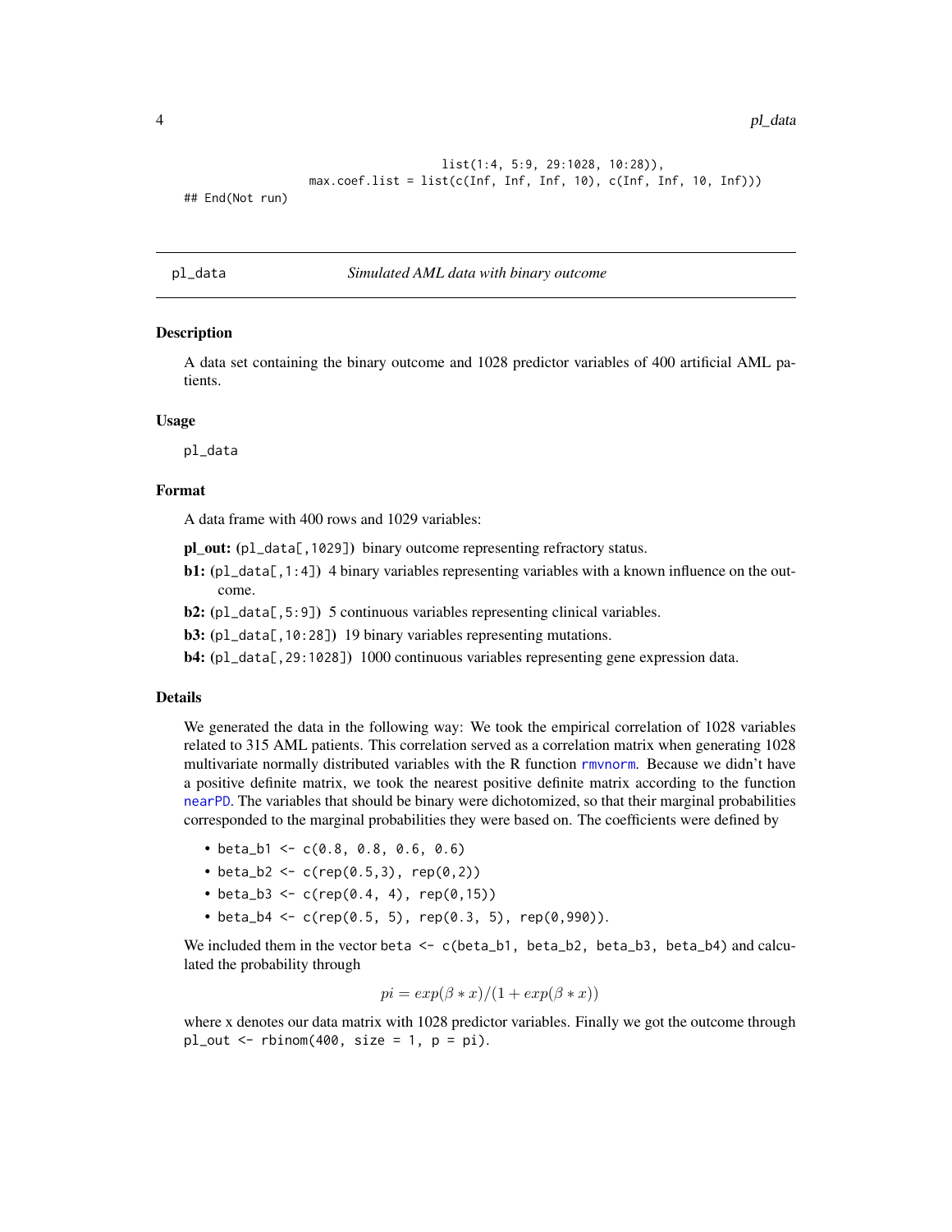```
                                    list(1:4, 5:9, 29:1028, 10:28)),
                 max.coef.list = list(c(Inf, Inf, Inf, 10), c(Inf, Inf, 10, Inf)))
## End(Not run)
```

## pl_data — *Simulated AML data with binary outcome*

### Description

A data set containing the binary outcome and 1028 predictor variables of 400 artificial AML patients.

### Usage

```
pl_data
```

### Format

A data frame with 400 rows and 1029 variables:

- **pl_out:** (`pl_data[,1029]`) binary outcome representing refractory status.
- **b1:** (`pl_data[,1:4]`) 4 binary variables representing variables with a known influence on the outcome.
- **b2:** (`pl_data[,5:9]`) 5 continuous variables representing clinical variables.
- **b3:** (`pl_data[,10:28]`) 19 binary variables representing mutations.
- **b4:** (`pl_data[,29:1028]`) 1000 continuous variables representing gene expression data.

### Details

We generated the data in the following way: We took the empirical correlation of 1028 variables related to 315 AML patients. This correlation served as a correlation matrix when generating 1028 multivariate normally distributed variables with the R function `rmvnorm`. Because we didn't have a positive definite matrix, we took the nearest positive definite matrix according to the function `nearPD`. The variables that should be binary were dichotomized, so that their marginal probabilities corresponded to the marginal probabilities they were based on. The coefficients were defined by

- `beta_b1 <- c(0.8, 0.8, 0.6, 0.6)`
- `beta_b2 <- c(rep(0.5,3), rep(0,2))`
- `beta_b3 <- c(rep(0.4, 4), rep(0,15))`
- `beta_b4 <- c(rep(0.5, 5), rep(0.3, 5), rep(0,990))`.

We included them in the vector `beta <- c(beta_b1, beta_b2, beta_b3, beta_b4)` and calculated the probability through

$$pi = exp(\beta * x)/(1 + exp(\beta * x))$$

where x denotes our data matrix with 1028 predictor variables. Finally we got the outcome through `pl_out <- rbinom(400, size = 1, p = pi)`.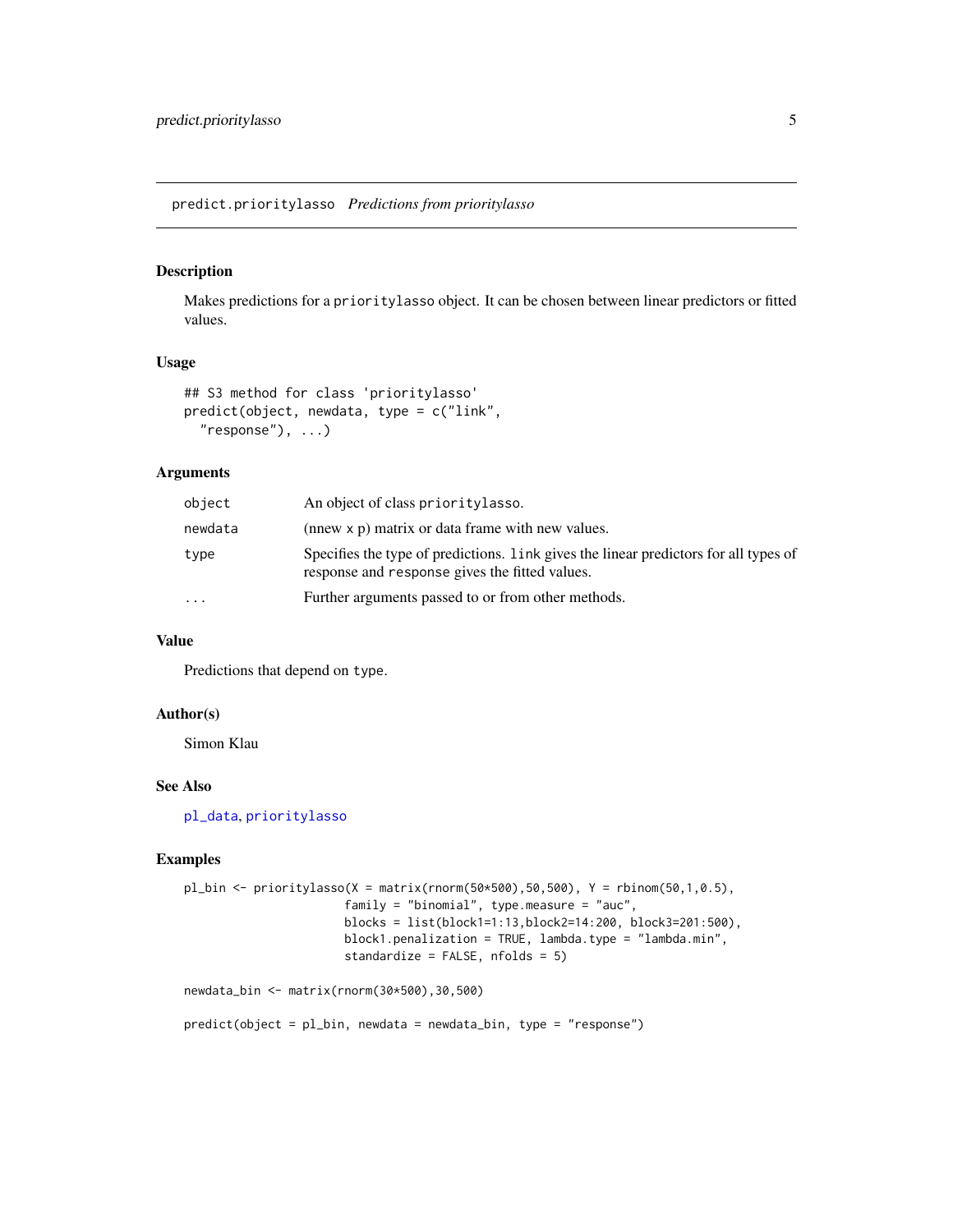## predict.prioritylasso *Predictions from prioritylasso*

### Description

Makes predictions for a `prioritylasso` object. It can be chosen between linear predictors or fitted values.

### Usage

```
## S3 method for class 'prioritylasso'
predict(object, newdata, type = c("link",
  "response"), ...)
```

### Arguments

| | |
|---|---|
| `object` | An object of class `prioritylasso`. |
| `newdata` | (nnew x p) matrix or data frame with new values. |
| `type` | Specifies the type of predictions. `link` gives the linear predictors for all types of response and `response` gives the fitted values. |
| `...` | Further arguments passed to or from other methods. |

### Value

Predictions that depend on `type`.

### Author(s)

Simon Klau

### See Also

`pl_data`, `prioritylasso`

### Examples

```
pl_bin <- prioritylasso(X = matrix(rnorm(50*500),50,500), Y = rbinom(50,1,0.5),
                       family = "binomial", type.measure = "auc",
                       blocks = list(block1=1:13,block2=14:200, block3=201:500),
                       block1.penalization = TRUE, lambda.type = "lambda.min",
                       standardize = FALSE, nfolds = 5)

newdata_bin <- matrix(rnorm(30*500),30,500)

predict(object = pl_bin, newdata = newdata_bin, type = "response")
```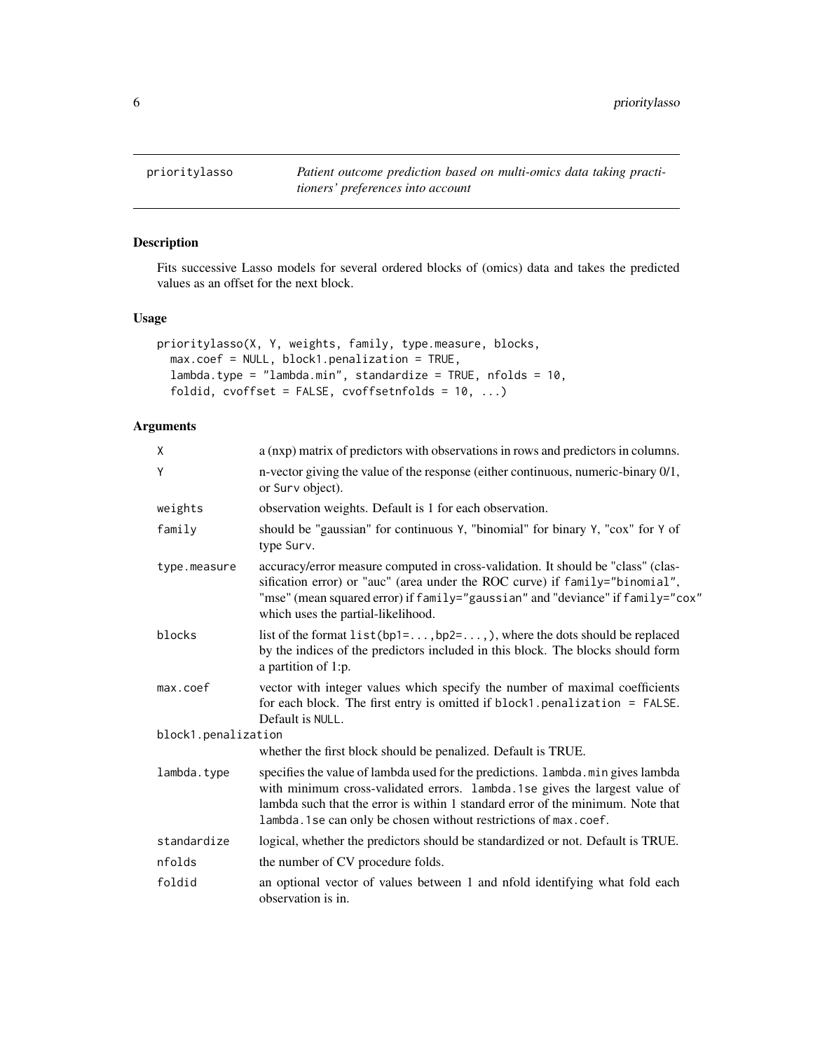## prioritylasso

*Patient outcome prediction based on multi-omics data taking practitioners' preferences into account*

### Description

Fits successive Lasso models for several ordered blocks of (omics) data and takes the predicted values as an offset for the next block.

### Usage

```
prioritylasso(X, Y, weights, family, type.measure, blocks,
  max.coef = NULL, block1.penalization = TRUE,
  lambda.type = "lambda.min", standardize = TRUE, nfolds = 10,
  foldid, cvoffset = FALSE, cvoffsetnfolds = 10, ...)
```

### Arguments

| | |
|---|---|
| X | a (nxp) matrix of predictors with observations in rows and predictors in columns. |
| Y | n-vector giving the value of the response (either continuous, numeric-binary 0/1, or Surv object). |
| weights | observation weights. Default is 1 for each observation. |
| family | should be "gaussian" for continuous Y, "binomial" for binary Y, "cox" for Y of type Surv. |
| type.measure | accuracy/error measure computed in cross-validation. It should be "class" (classification error) or "auc" (area under the ROC curve) if family="binomial", "mse" (mean squared error) if family="gaussian" and "deviance" if family="cox" which uses the partial-likelihood. |
| blocks | list of the format list(bp1=...,bp2=...,), where the dots should be replaced by the indices of the predictors included in this block. The blocks should form a partition of 1:p. |
| max.coef | vector with integer values which specify the number of maximal coefficients for each block. The first entry is omitted if block1.penalization = FALSE. Default is NULL. |
| block1.penalization | whether the first block should be penalized. Default is TRUE. |
| lambda.type | specifies the value of lambda used for the predictions. lambda.min gives lambda with minimum cross-validated errors. lambda.1se gives the largest value of lambda such that the error is within 1 standard error of the minimum. Note that lambda.1se can only be chosen without restrictions of max.coef. |
| standardize | logical, whether the predictors should be standardized or not. Default is TRUE. |
| nfolds | the number of CV procedure folds. |
| foldid | an optional vector of values between 1 and nfold identifying what fold each observation is in. |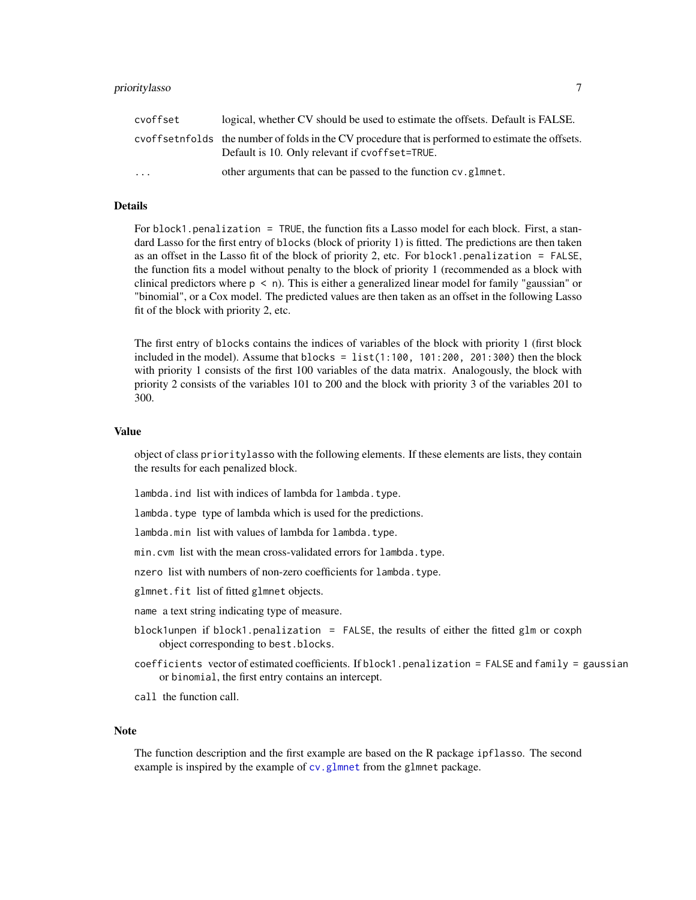| | |
|---|---|
| cvoffset | logical, whether CV should be used to estimate the offsets. Default is FALSE. |
| cvoffsetnfolds | the number of folds in the CV procedure that is performed to estimate the offsets. Default is 10. Only relevant if cvoffset=TRUE. |
| ... | other arguments that can be passed to the function cv.glmnet. |

## Details

For block1.penalization = TRUE, the function fits a Lasso model for each block. First, a standard Lasso for the first entry of blocks (block of priority 1) is fitted. The predictions are then taken as an offset in the Lasso fit of the block of priority 2, etc. For block1.penalization = FALSE, the function fits a model without penalty to the block of priority 1 (recommended as a block with clinical predictors where p < n). This is either a generalized linear model for family "gaussian" or "binomial", or a Cox model. The predicted values are then taken as an offset in the following Lasso fit of the block with priority 2, etc.

The first entry of blocks contains the indices of variables of the block with priority 1 (first block included in the model). Assume that blocks = list(1:100, 101:200, 201:300) then the block with priority 1 consists of the first 100 variables of the data matrix. Analogously, the block with priority 2 consists of the variables 101 to 200 and the block with priority 3 of the variables 201 to 300.

## Value

object of class prioritylasso with the following elements. If these elements are lists, they contain the results for each penalized block.

lambda.ind list with indices of lambda for lambda.type.

lambda.type type of lambda which is used for the predictions.

lambda.min list with values of lambda for lambda.type.

min.cvm list with the mean cross-validated errors for lambda.type.

nzero list with numbers of non-zero coefficients for lambda.type.

glmnet.fit list of fitted glmnet objects.

name a text string indicating type of measure.

block1unpen if block1.penalization = FALSE, the results of either the fitted glm or coxph object corresponding to best.blocks.

coefficients vector of estimated coefficients. If block1.penalization = FALSE and family = gaussian or binomial, the first entry contains an intercept.

call the function call.

## Note

The function description and the first example are based on the R package ipflasso. The second example is inspired by the example of cv.glmnet from the glmnet package.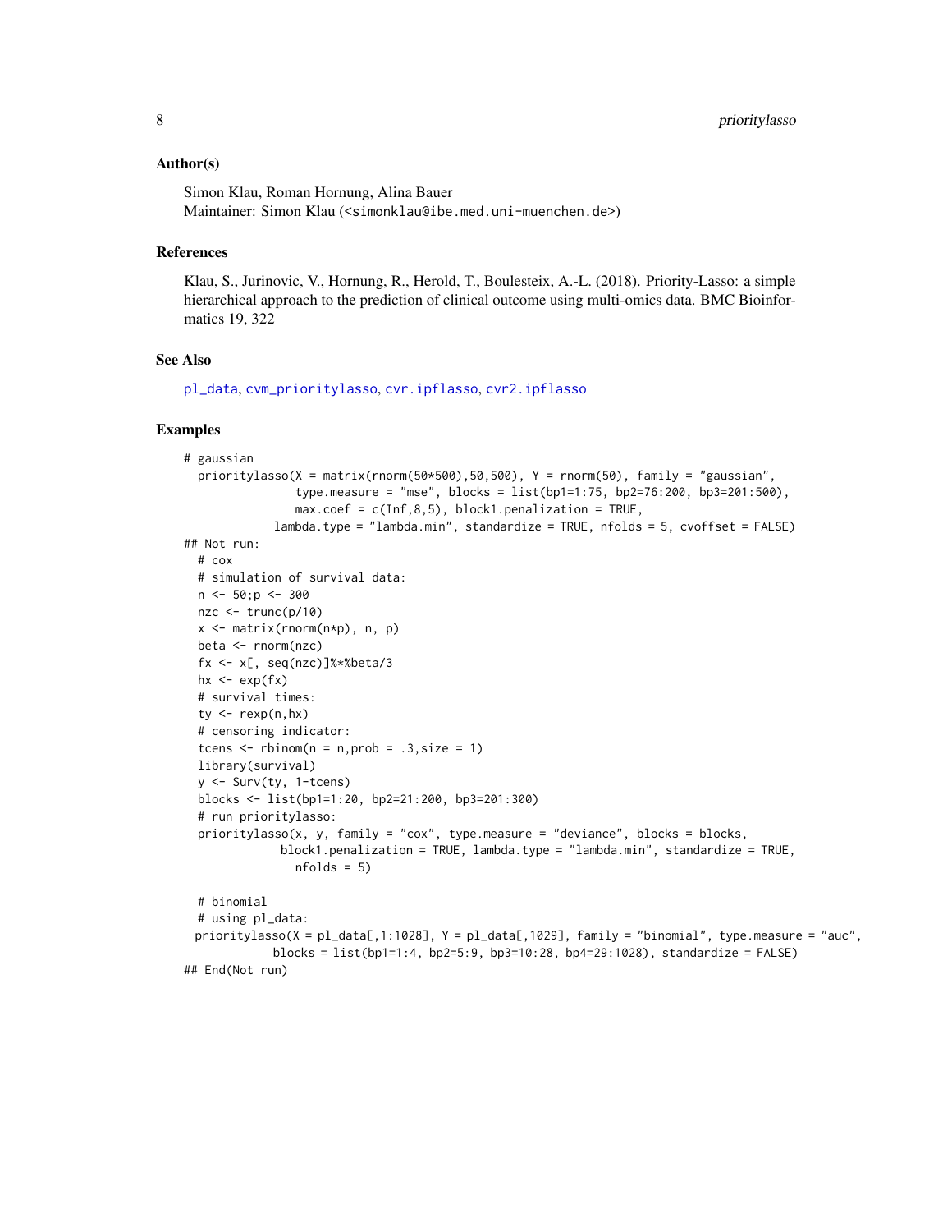### Author(s)

Simon Klau, Roman Hornung, Alina Bauer
Maintainer: Simon Klau (<simonklau@ibe.med.uni-muenchen.de>)

### References

Klau, S., Jurinovic, V., Hornung, R., Herold, T., Boulesteix, A.-L. (2018). Priority-Lasso: a simple hierarchical approach to the prediction of clinical outcome using multi-omics data. BMC Bioinformatics 19, 322

### See Also

pl_data, cvm_prioritylasso, cvr.ipflasso, cvr2.ipflasso

### Examples

```
# gaussian
  prioritylasso(X = matrix(rnorm(50*500),50,500), Y = rnorm(50), family = "gaussian",
                type.measure = "mse", blocks = list(bp1=1:75, bp2=76:200, bp3=201:500),
                max.coef = c(Inf,8,5), block1.penalization = TRUE,
             lambda.type = "lambda.min", standardize = TRUE, nfolds = 5, cvoffset = FALSE)
## Not run:
  # cox
  # simulation of survival data:
  n <- 50;p <- 300
  nzc <- trunc(p/10)
  x <- matrix(rnorm(n*p), n, p)
  beta <- rnorm(nzc)
  fx <- x[, seq(nzc)]%*%beta/3
  hx <- exp(fx)
  # survival times:
  ty <- rexp(n,hx)
  # censoring indicator:
  tcens <- rbinom(n = n,prob = .3,size = 1)
  library(survival)
  y <- Surv(ty, 1-tcens)
  blocks <- list(bp1=1:20, bp2=21:200, bp3=201:300)
  # run prioritylasso:
  prioritylasso(x, y, family = "cox", type.measure = "deviance", blocks = blocks,
              block1.penalization = TRUE, lambda.type = "lambda.min", standardize = TRUE,
                nfolds = 5)

  # binomial
  # using pl_data:
 prioritylasso(X = pl_data[,1:1028], Y = pl_data[,1029], family = "binomial", type.measure = "auc",
             blocks = list(bp1=1:4, bp2=5:9, bp3=10:28, bp4=29:1028), standardize = FALSE)
## End(Not run)
```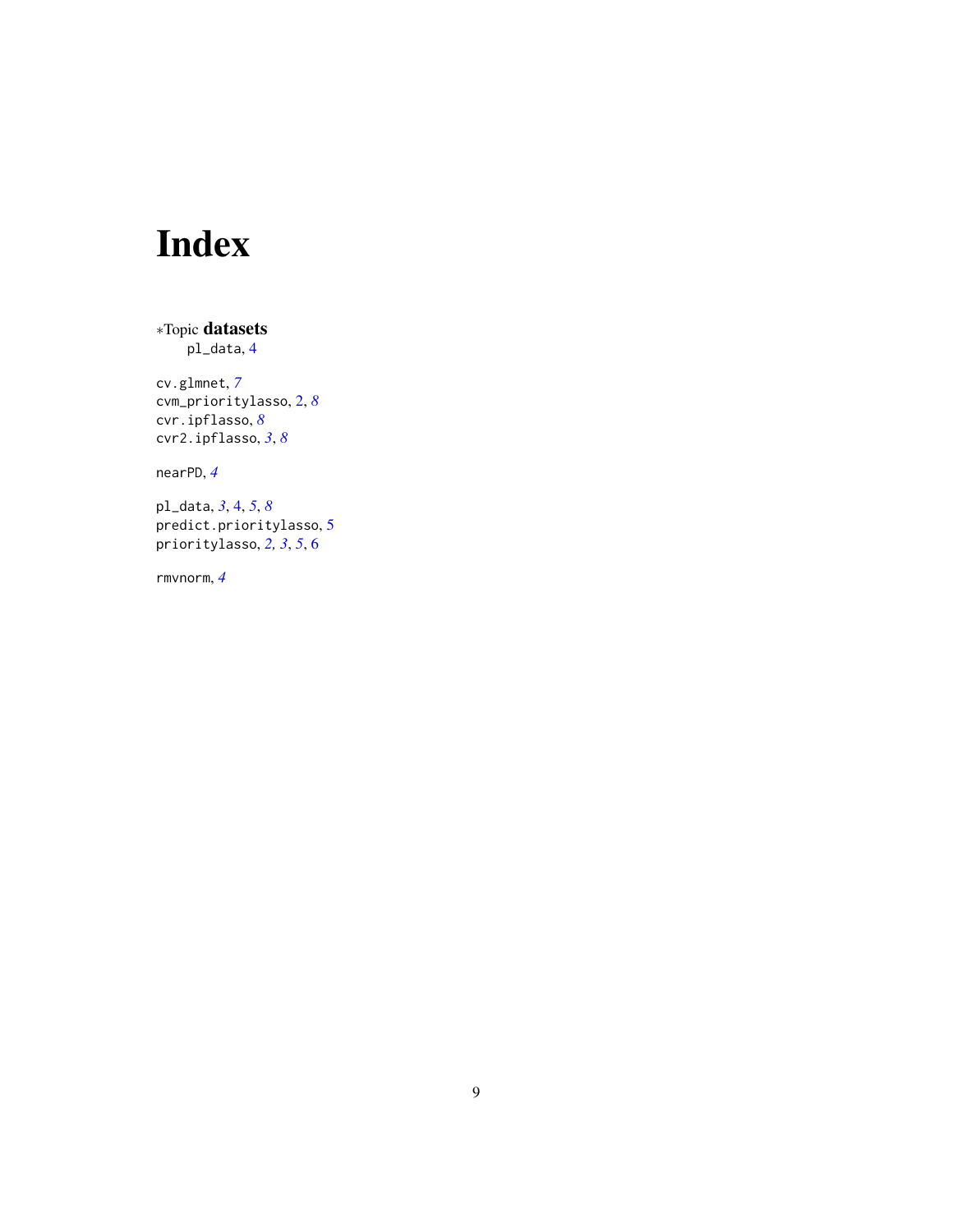# Index

*Topic **datasets**
    pl_data, 4

cv.glmnet, *7*
cvm_prioritylasso, 2, *8*
cvr.ipflasso, *8*
cvr2.ipflasso, *3*, *8*

nearPD, *4*

pl_data, *3*, 4, *5*, *8*
predict.prioritylasso, 5
prioritylasso, *2, 3*, *5*, 6

rmvnorm, *4*